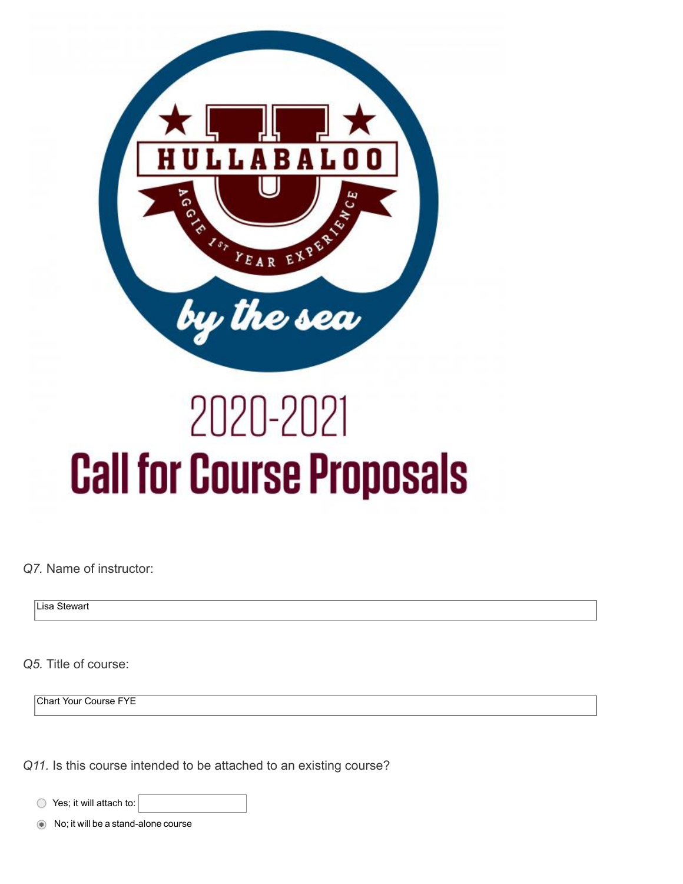HULLABALOO

AGGIE 1ST YEAR EXPERIENCE

by the sea

# 2020-2021 Call for Course Proposals

*Q7.* Name of instructor:

Lisa Stewart

*Q5.* Title of course:

Chart Your Course FYE

*Q11.* Is this course intended to be attached to an existing course?

- ○ Yes; it will attach to:
- ◉ No; it will be a stand-alone course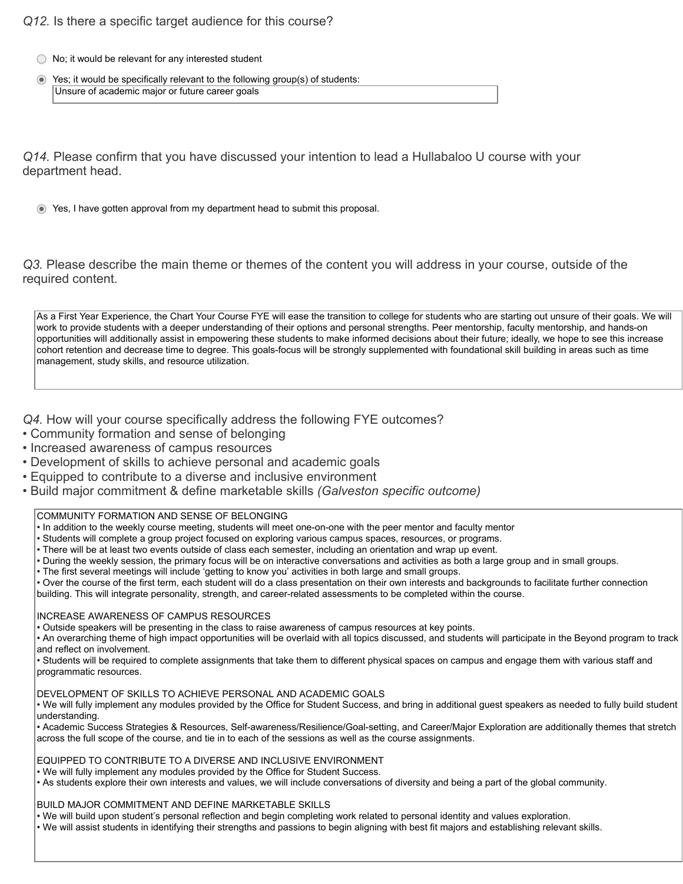*Q12.* Is there a specific target audience for this course?

- ( ) No; it would be relevant for any interested student
- (●) Yes; it would be specifically relevant to the following group(s) of students:

  Unsure of academic major or future career goals

*Q14.* Please confirm that you have discussed your intention to lead a Hullabaloo U course with your department head.

- (●) Yes, I have gotten approval from my department head to submit this proposal.

*Q3.* Please describe the main theme or themes of the content you will address in your course, outside of the required content.

> As a First Year Experience, the Chart Your Course FYE will ease the transition to college for students who are starting out unsure of their goals. We will work to provide students with a deeper understanding of their options and personal strengths. Peer mentorship, faculty mentorship, and hands-on opportunities will additionally assist in empowering these students to make informed decisions about their future; ideally, we hope to see this increase cohort retention and decrease time to degree. This goals-focus will be strongly supplemented with foundational skill building in areas such as time management, study skills, and resource utilization.

*Q4.* How will your course specifically address the following FYE outcomes?

- Community formation and sense of belonging
- Increased awareness of campus resources
- Development of skills to achieve personal and academic goals
- Equipped to contribute to a diverse and inclusive environment
- Build major commitment & define marketable skills *(Galveston specific outcome)*

COMMUNITY FORMATION AND SENSE OF BELONGING
- In addition to the weekly course meeting, students will meet one-on-one with the peer mentor and faculty mentor
- Students will complete a group project focused on exploring various campus spaces, resources, or programs.
- There will be at least two events outside of class each semester, including an orientation and wrap up event.
- During the weekly session, the primary focus will be on interactive conversations and activities as both a large group and in small groups.
- The first several meetings will include 'getting to know you' activities in both large and small groups.
- Over the course of the first term, each student will do a class presentation on their own interests and backgrounds to facilitate further connection building. This will integrate personality, strength, and career-related assessments to be completed within the course.

INCREASE AWARENESS OF CAMPUS RESOURCES
- Outside speakers will be presenting in the class to raise awareness of campus resources at key points.
- An overarching theme of high impact opportunities will be overlaid with all topics discussed, and students will participate in the Beyond program to track and reflect on involvement.
- Students will be required to complete assignments that take them to different physical spaces on campus and engage them with various staff and programmatic resources.

DEVELOPMENT OF SKILLS TO ACHIEVE PERSONAL AND ACADEMIC GOALS
- We will fully implement any modules provided by the Office for Student Success, and bring in additional guest speakers as needed to fully build student understanding.
- Academic Success Strategies & Resources, Self-awareness/Resilience/Goal-setting, and Career/Major Exploration are additionally themes that stretch across the full scope of the course, and tie in to each of the sessions as well as the course assignments.

EQUIPPED TO CONTRIBUTE TO A DIVERSE AND INCLUSIVE ENVIRONMENT
- We will fully implement any modules provided by the Office for Student Success.
- As students explore their own interests and values, we will include conversations of diversity and being a part of the global community.

BUILD MAJOR COMMITMENT AND DEFINE MARKETABLE SKILLS
- We will build upon student's personal reflection and begin completing work related to personal identity and values exploration.
- We will assist students in identifying their strengths and passions to begin aligning with best fit majors and establishing relevant skills.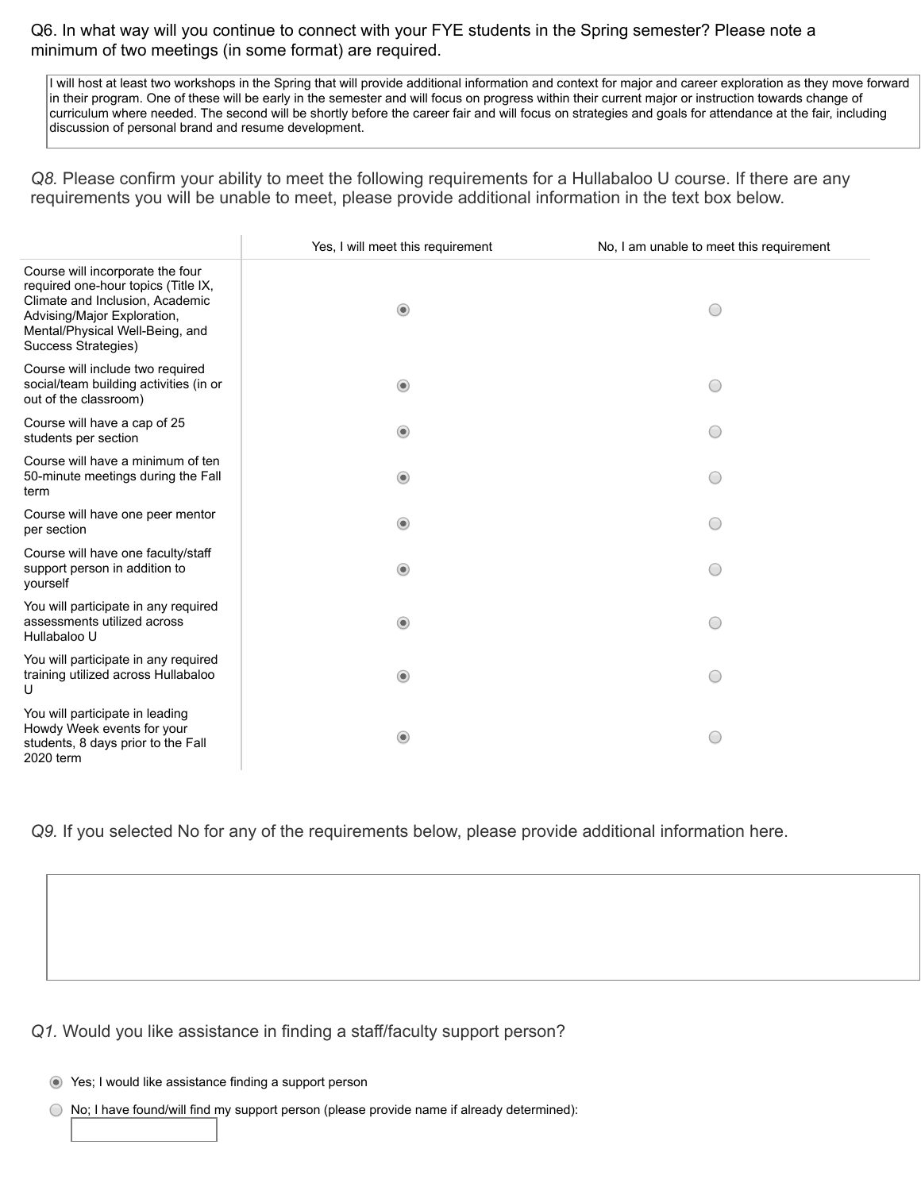Q6. In what way will you continue to connect with your FYE students in the Spring semester? Please note a minimum of two meetings (in some format) are required.

I will host at least two workshops in the Spring that will provide additional information and context for major and career exploration as they move forward in their program. One of these will be early in the semester and will focus on progress within their current major or instruction towards change of curriculum where needed. The second will be shortly before the career fair and will focus on strategies and goals for attendance at the fair, including discussion of personal brand and resume development.

*Q8.* Please confirm your ability to meet the following requirements for a Hullabaloo U course. If there are any requirements you will be unable to meet, please provide additional information in the text box below.

| | Yes, I will meet this requirement | No, I am unable to meet this requirement |
|---|---|---|
| Course will incorporate the four required one-hour topics (Title IX, Climate and Inclusion, Academic Advising/Major Exploration, Mental/Physical Well-Being, and Success Strategies) | ◉ | ○ |
| Course will include two required social/team building activities (in or out of the classroom) | ◉ | ○ |
| Course will have a cap of 25 students per section | ◉ | ○ |
| Course will have a minimum of ten 50-minute meetings during the Fall term | ◉ | ○ |
| Course will have one peer mentor per section | ◉ | ○ |
| Course will have one faculty/staff support person in addition to yourself | ◉ | ○ |
| You will participate in any required assessments utilized across Hullabaloo U | ◉ | ○ |
| You will participate in any required training utilized across Hullabaloo U | ◉ | ○ |
| You will participate in leading Howdy Week events for your students, 8 days prior to the Fall 2020 term | ◉ | ○ |

*Q9.* If you selected No for any of the requirements below, please provide additional information here.

*Q1.* Would you like assistance in finding a staff/faculty support person?

- ◉ Yes; I would like assistance finding a support person
- ○ No; I have found/will find my support person (please provide name if already determined):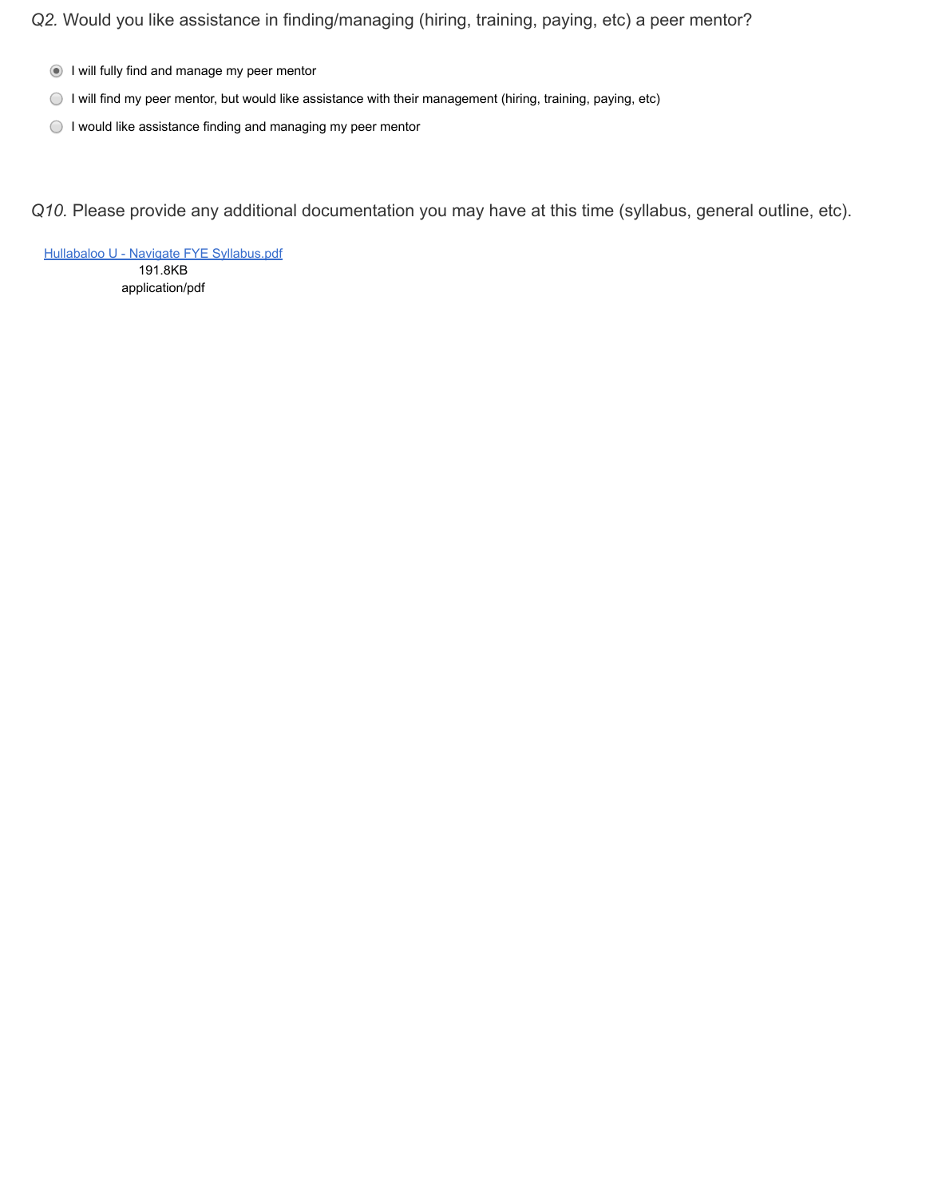*Q2.* Would you like assistance in finding/managing (hiring, training, paying, etc) a peer mentor?

- (●) I will fully find and manage my peer mentor
- ( ) I will find my peer mentor, but would like assistance with their management (hiring, training, paying, etc)
- ( ) I would like assistance finding and managing my peer mentor

*Q10.* Please provide any additional documentation you may have at this time (syllabus, general outline, etc).

Hullabaloo U - Navigate FYE Syllabus.pdf
191.8KB
application/pdf